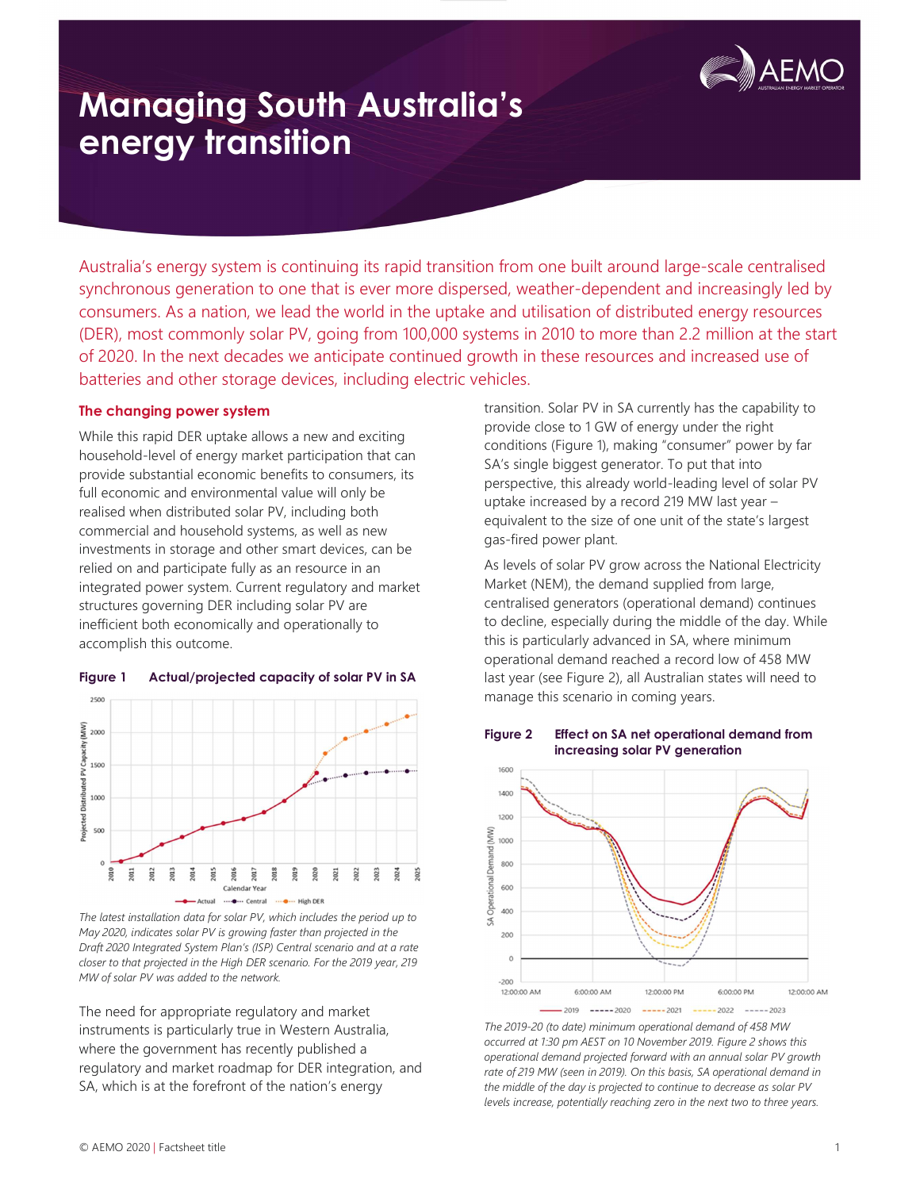# Managing South Australia's energy transition

Australia's energy system is continuing its rapid transition from one built around large-scale centralised synchronous generation to one that is ever more dispersed, weather-dependent and increasingly led by consumers. As a nation, we lead the world in the uptake and utilisation of distributed energy resources (DER), most commonly solar PV, going from 100,000 systems in 2010 to more than 2.2 million at the start of 2020. In the next decades we anticipate continued growth in these resources and increased use of batteries and other storage devices, including electric vehicles.

## The changing power system

While this rapid DER uptake allows a new and exciting household-level of energy market participation that can provide substantial economic benefits to consumers, its full economic and environmental value will only be realised when distributed solar PV, including both commercial and household systems, as well as new investments in storage and other smart devices, can be relied on and participate fully as an resource in an integrated power system. Current regulatory and market structures governing DER including solar PV are inefficient both economically and operationally to accomplish this outcome.

**Figure 1 Actual/projected capacity of solar PV in SA**

*The latest installation data for solar PV, which includes the period up to May 2020, indicates solar PV is growing faster than projected in the Draft 2020 Integrated System Plan's (ISP) Central scenario and at a rate closer to that projected in the High DER scenario. For the 2019 year, 219 MW of solar PV was added to the network.*

The need for appropriate regulatory and market instruments is particularly true in Western Australia, where the government has recently published a regulatory and market roadmap for DER integration, and SA, which is at the forefront of the nation's energy transition. Solar PV in SA currently has the capability to provide close to 1 GW of energy under the right conditions (Figure 1), making "consumer" power by far SA's single biggest generator. To put that into perspective, this already world-leading level of solar PV uptake increased by a record 219 MW last year – equivalent to the size of one unit of the state's largest gas-fired power plant.

As levels of solar PV grow across the National Electricity Market (NEM), the demand supplied from large, centralised generators (operational demand) continues to decline, especially during the middle of the day. While this is particularly advanced in SA, where minimum operational demand reached a record low of 458 MW last year (see Figure 2), all Australian states will need to manage this scenario in coming years.

**Figure 2 Effect on SA net operational demand from increasing solar PV generation**

*The 2019-20 (to date) minimum operational demand of 458 MW occurred at 1:30 pm AEST on 10 November 2019. Figure 2 shows this operational demand projected forward with an annual solar PV growth rate of 219 MW (seen in 2019). On this basis, SA operational demand in the middle of the day is projected to continue to decrease as solar PV levels increase, potentially reaching zero in the next two to three years.*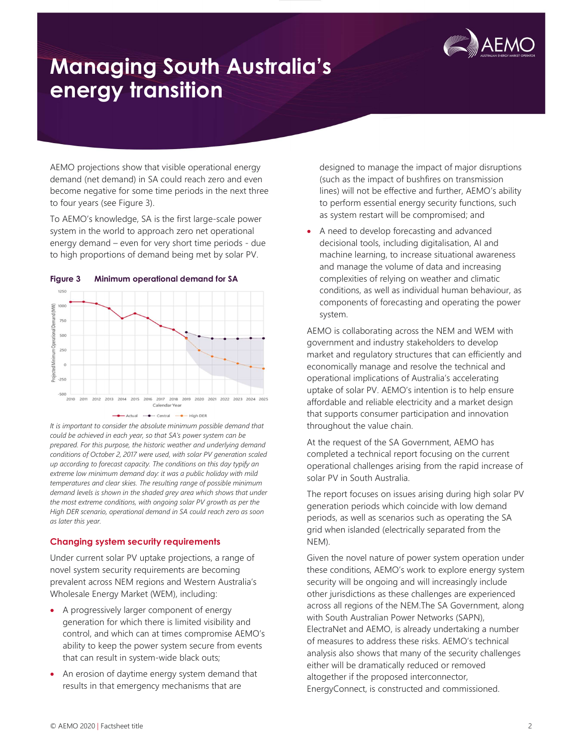# Managing South Australia's energy transition

AEMO projections show that visible operational energy demand (net demand) in SA could reach zero and even become negative for some time periods in the next three to four years (see Figure 3).

To AEMO's knowledge, SA is the first large-scale power system in the world to approach zero net operational energy demand – even for very short time periods - due to high proportions of demand being met by solar PV.

**Figure 3 Minimum operational demand for SA**

*It is important to consider the absolute minimum possible demand that could be achieved in each year, so that SA's power system can be prepared. For this purpose, the historic weather and underlying demand conditions of October 2, 2017 were used, with solar PV generation scaled up according to forecast capacity. The conditions on this day typify an extreme low minimum demand day: it was a public holiday with mild temperatures and clear skies. The resulting range of possible minimum demand levels is shown in the shaded grey area which shows that under the most extreme conditions, with ongoing solar PV growth as per the High DER scenario, operational demand in SA could reach zero as soon as later this year.*

## Changing system security requirements

Under current solar PV uptake projections, a range of novel system security requirements are becoming prevalent across NEM regions and Western Australia's Wholesale Energy Market (WEM), including:

- A progressively larger component of energy generation for which there is limited visibility and control, and which can at times compromise AEMO's ability to keep the power system secure from events that can result in system-wide black outs;
- An erosion of daytime energy system demand that results in that emergency mechanisms that are designed to manage the impact of major disruptions (such as the impact of bushfires on transmission lines) will not be effective and further, AEMO's ability to perform essential energy security functions, such as system restart will be compromised; and
- A need to develop forecasting and advanced decisional tools, including digitalisation, AI and machine learning, to increase situational awareness and manage the volume of data and increasing complexities of relying on weather and climatic conditions, as well as individual human behaviour, as components of forecasting and operating the power system.

AEMO is collaborating across the NEM and WEM with government and industry stakeholders to develop market and regulatory structures that can efficiently and economically manage and resolve the technical and operational implications of Australia's accelerating uptake of solar PV. AEMO's intention is to help ensure affordable and reliable electricity and a market design that supports consumer participation and innovation throughout the value chain.

At the request of the SA Government, AEMO has completed a technical report focusing on the current operational challenges arising from the rapid increase of solar PV in South Australia.

The report focuses on issues arising during high solar PV generation periods which coincide with low demand periods, as well as scenarios such as operating the SA grid when islanded (electrically separated from the NEM).

Given the novel nature of power system operation under these conditions, AEMO's work to explore energy system security will be ongoing and will increasingly include other jurisdictions as these challenges are experienced across all regions of the NEM.The SA Government, along with South Australian Power Networks (SAPN), ElectraNet and AEMO, is already undertaking a number of measures to address these risks. AEMO's technical analysis also shows that many of the security challenges either will be dramatically reduced or removed altogether if the proposed interconnector, EnergyConnect, is constructed and commissioned.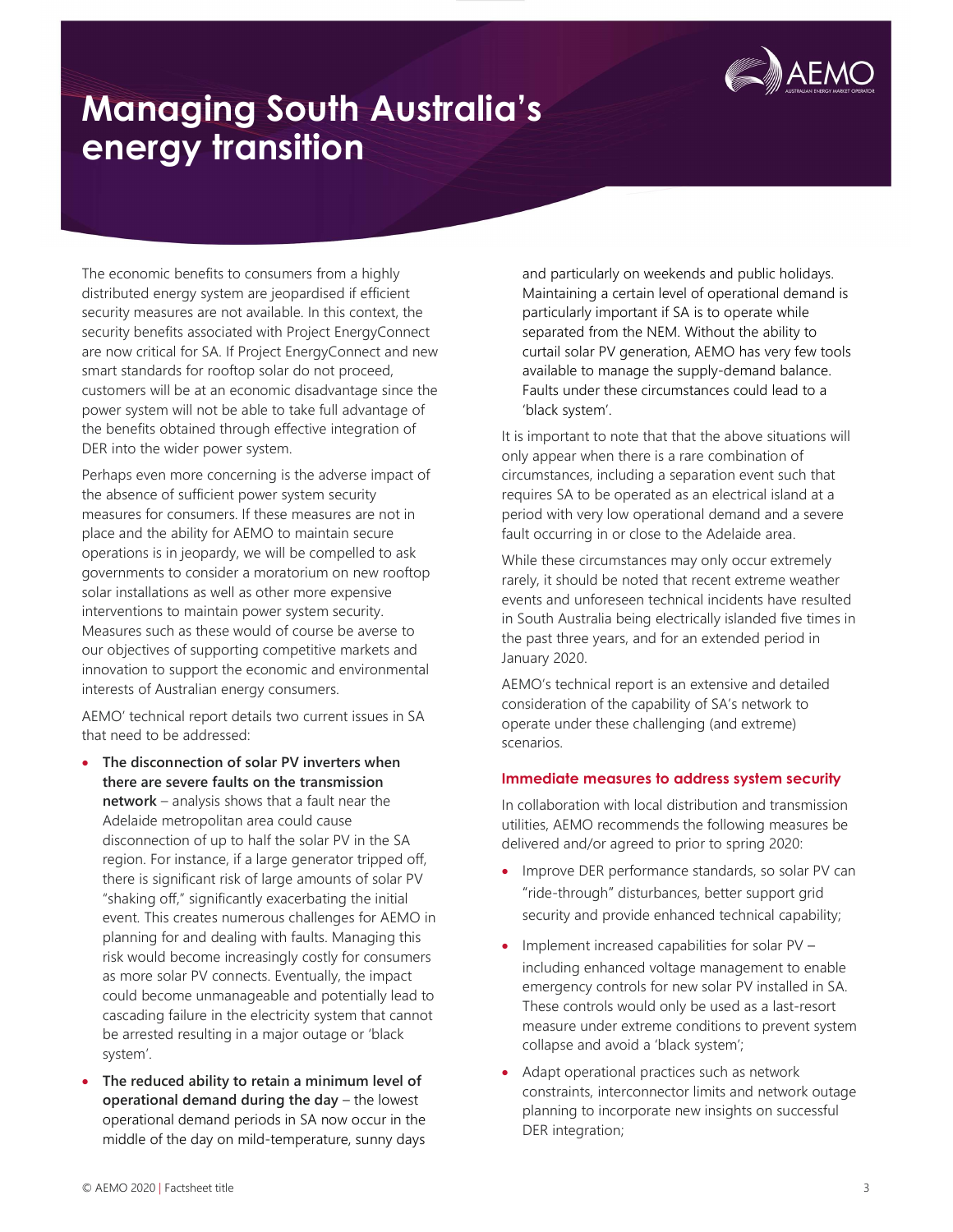# Managing South Australia's energy transition

The economic benefits to consumers from a highly distributed energy system are jeopardised if efficient security measures are not available. In this context, the security benefits associated with Project EnergyConnect are now critical for SA. If Project EnergyConnect and new smart standards for rooftop solar do not proceed, customers will be at an economic disadvantage since the power system will not be able to take full advantage of the benefits obtained through effective integration of DER into the wider power system.

Perhaps even more concerning is the adverse impact of the absence of sufficient power system security measures for consumers. If these measures are not in place and the ability for AEMO to maintain secure operations is in jeopardy, we will be compelled to ask governments to consider a moratorium on new rooftop solar installations as well as other more expensive interventions to maintain power system security. Measures such as these would of course be averse to our objectives of supporting competitive markets and innovation to support the economic and environmental interests of Australian energy consumers.

AEMO' technical report details two current issues in SA that need to be addressed:

- **The disconnection of solar PV inverters when there are severe faults on the transmission network** – analysis shows that a fault near the Adelaide metropolitan area could cause disconnection of up to half the solar PV in the SA region. For instance, if a large generator tripped off, there is significant risk of large amounts of solar PV "shaking off," significantly exacerbating the initial event. This creates numerous challenges for AEMO in planning for and dealing with faults. Managing this risk would become increasingly costly for consumers as more solar PV connects. Eventually, the impact could become unmanageable and potentially lead to cascading failure in the electricity system that cannot be arrested resulting in a major outage or 'black system'.
- **The reduced ability to retain a minimum level of operational demand during the day** – the lowest operational demand periods in SA now occur in the middle of the day on mild-temperature, sunny days and particularly on weekends and public holidays. Maintaining a certain level of operational demand is particularly important if SA is to operate while separated from the NEM. Without the ability to curtail solar PV generation, AEMO has very few tools available to manage the supply-demand balance. Faults under these circumstances could lead to a 'black system'.

It is important to note that that the above situations will only appear when there is a rare combination of circumstances, including a separation event such that requires SA to be operated as an electrical island at a period with very low operational demand and a severe fault occurring in or close to the Adelaide area.

While these circumstances may only occur extremely rarely, it should be noted that recent extreme weather events and unforeseen technical incidents have resulted in South Australia being electrically islanded five times in the past three years, and for an extended period in January 2020.

AEMO's technical report is an extensive and detailed consideration of the capability of SA's network to operate under these challenging (and extreme) scenarios.

## Immediate measures to address system security

In collaboration with local distribution and transmission utilities, AEMO recommends the following measures be delivered and/or agreed to prior to spring 2020:

- Improve DER performance standards, so solar PV can "ride-through" disturbances, better support grid security and provide enhanced technical capability;
- Implement increased capabilities for solar PV – including enhanced voltage management to enable emergency controls for new solar PV installed in SA. These controls would only be used as a last-resort measure under extreme conditions to prevent system collapse and avoid a 'black system';
- Adapt operational practices such as network constraints, interconnector limits and network outage planning to incorporate new insights on successful DER integration;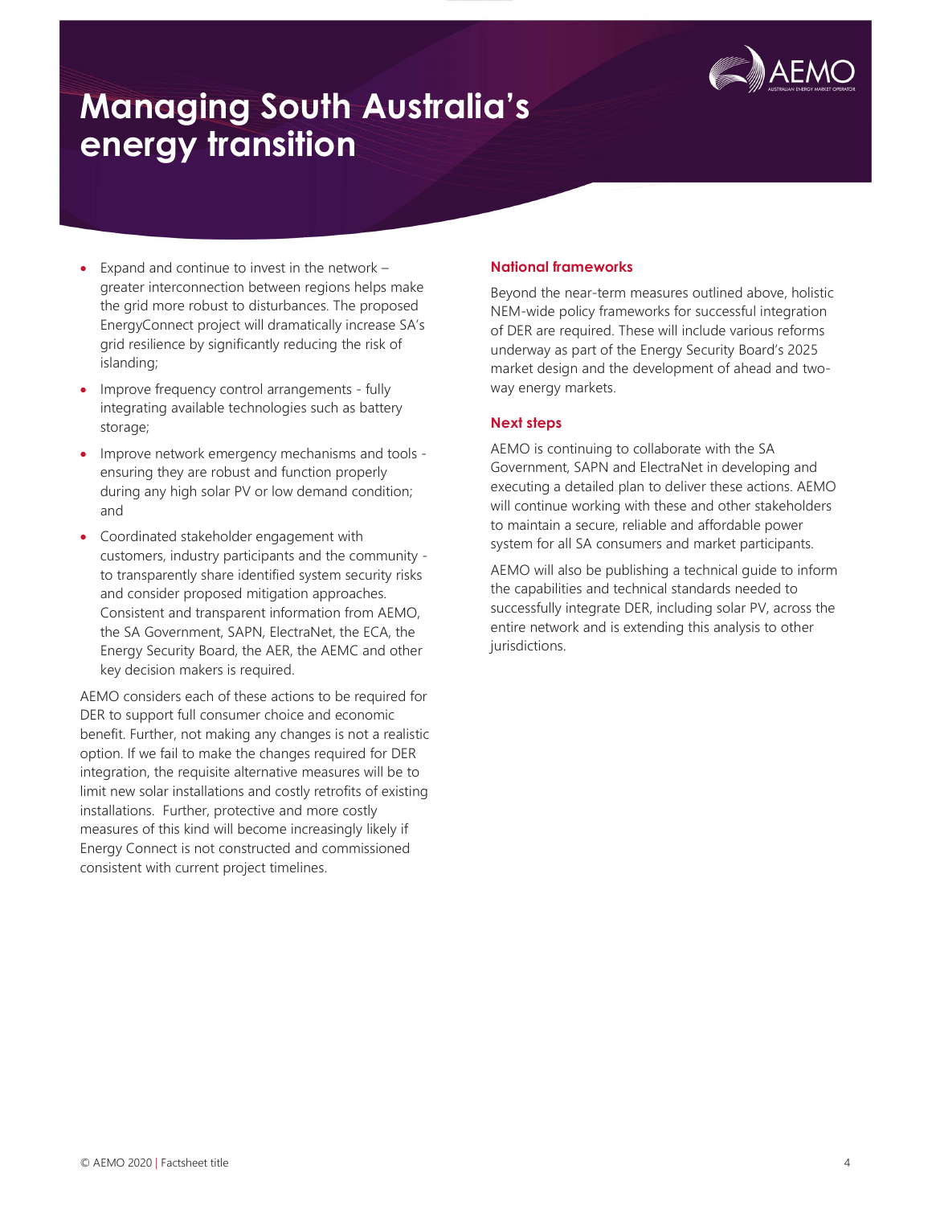# Managing South Australia's energy transition

- Expand and continue to invest in the network – greater interconnection between regions helps make the grid more robust to disturbances. The proposed EnergyConnect project will dramatically increase SA's grid resilience by significantly reducing the risk of islanding;
- Improve frequency control arrangements - fully integrating available technologies such as battery storage;
- Improve network emergency mechanisms and tools - ensuring they are robust and function properly during any high solar PV or low demand condition; and
- Coordinated stakeholder engagement with customers, industry participants and the community - to transparently share identified system security risks and consider proposed mitigation approaches. Consistent and transparent information from AEMO, the SA Government, SAPN, ElectraNet, the ECA, the Energy Security Board, the AER, the AEMC and other key decision makers is required.

AEMO considers each of these actions to be required for DER to support full consumer choice and economic benefit. Further, not making any changes is not a realistic option. If we fail to make the changes required for DER integration, the requisite alternative measures will be to limit new solar installations and costly retrofits of existing installations. Further, protective and more costly measures of this kind will become increasingly likely if Energy Connect is not constructed and commissioned consistent with current project timelines.

## National frameworks

Beyond the near-term measures outlined above, holistic NEM-wide policy frameworks for successful integration of DER are required. These will include various reforms underway as part of the Energy Security Board's 2025 market design and the development of ahead and two-way energy markets.

## Next steps

AEMO is continuing to collaborate with the SA Government, SAPN and ElectraNet in developing and executing a detailed plan to deliver these actions. AEMO will continue working with these and other stakeholders to maintain a secure, reliable and affordable power system for all SA consumers and market participants.

AEMO will also be publishing a technical guide to inform the capabilities and technical standards needed to successfully integrate DER, including solar PV, across the entire network and is extending this analysis to other jurisdictions.